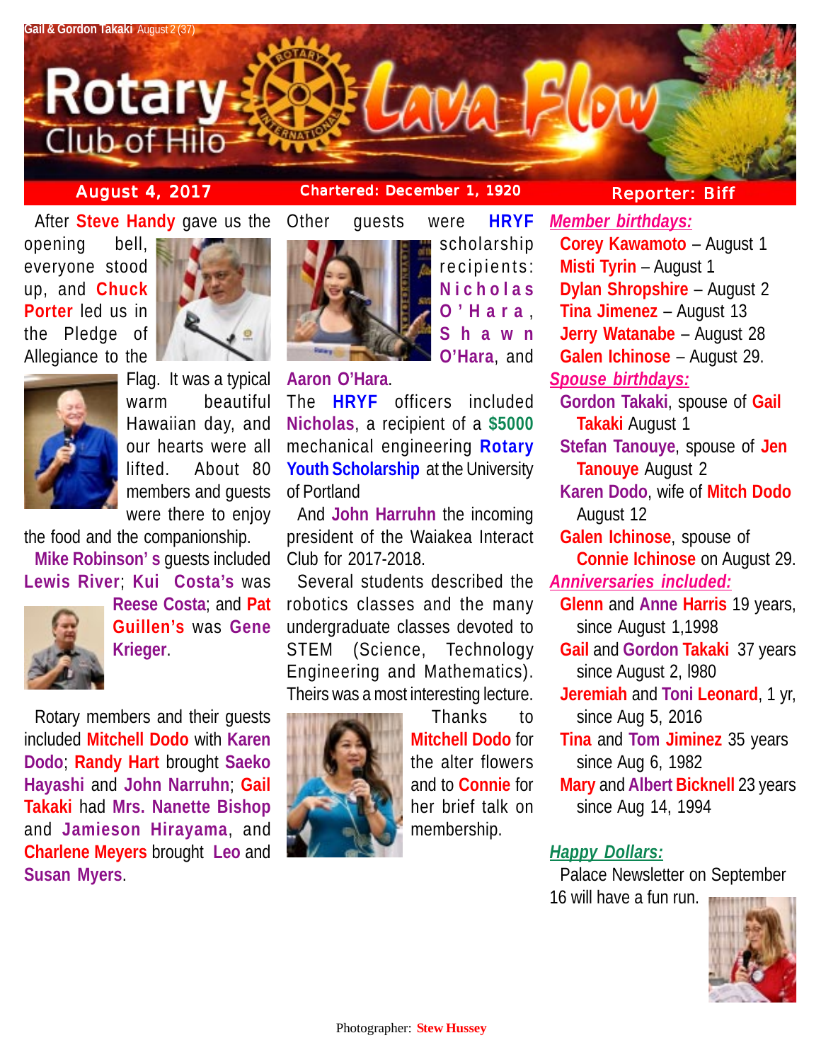Gail & Gordon Takaki August 2 (37)

# Rotary Club of Hilo Lava Flow

**August 4, 2017** | **Chartered: December 1, 1920** | **Reporter: Biff**

After **Steve Handy** gave us the opening bell, everyone stood up, and **Chuck Porter** led us in the Pledge of Allegiance to the Flag. It was a typical warm beautiful Hawaiian day, and our hearts were all lifted. About 80 members and guests were there to enjoy the food and the companionship.

**Mike Robinson' s** guests included **Lewis River**; **Kui Costa's** was **Reese Costa**; and **Pat Guillen's** was **Gene Krieger**.

Rotary members and their guests included **Mitchell Dodo** with **Karen Dodo**; **Randy Hart** brought **Saeko Hayashi** and **John Narruhn**; **Gail Takaki** had **Mrs. Nanette Bishop** and **Jamieson Hirayama**, and **Charlene Meyers** brought **Leo** and **Susan Myers**.

Other guests were **HRYF** scholarship recipients: **Nicholas O'Hara**, **Shawn O'Hara**, and **Aaron O'Hara**.

The **HRYF** officers included **Nicholas**, a recipient of a **$5000** mechanical engineering **Rotary Youth Scholarship** at the University of Portland

And **John Harruhn** the incoming president of the Waiakea Interact Club for 2017-2018.

Several students described the robotics classes and the many undergraduate classes devoted to STEM (Science, Technology Engineering and Mathematics). Theirs was a most interesting lecture.

Thanks to **Mitchell Dodo** for the alter flowers and to **Connie** for her brief talk on membership.

### *Member birthdays:*

- **Corey Kawamoto** – August 1
- **Misti Tyrin** – August 1
- **Dylan Shropshire** – August 2
- **Tina Jimenez** – August 13
- **Jerry Watanabe** – August 28
- **Galen Ichinose** – August 29.

### *Spouse birthdays:*

- **Gordon Takaki**, spouse of **Gail Takaki** August 1
- **Stefan Tanouye**, spouse of **Jen Tanouye** August 2
- **Karen Dodo**, wife of **Mitch Dodo** August 12
- **Galen Ichinose**, spouse of **Connie Ichinose** on August 29.

### *Anniversaries included:*

- **Glenn** and **Anne Harris** 19 years, since August 1,1998
- **Gail** and **Gordon Takaki** 37 years since August 2, l980
- **Jeremiah** and **Toni Leonard**, 1 yr, since Aug 5, 2016
- **Tina** and **Tom Jiminez** 35 years since Aug 6, 1982
- **Mary** and **Albert Bicknell** 23 years since Aug 14, 1994

### *Happy Dollars:*

Palace Newsletter on September 16 will have a fun run.

Photographer: **Stew Hussey**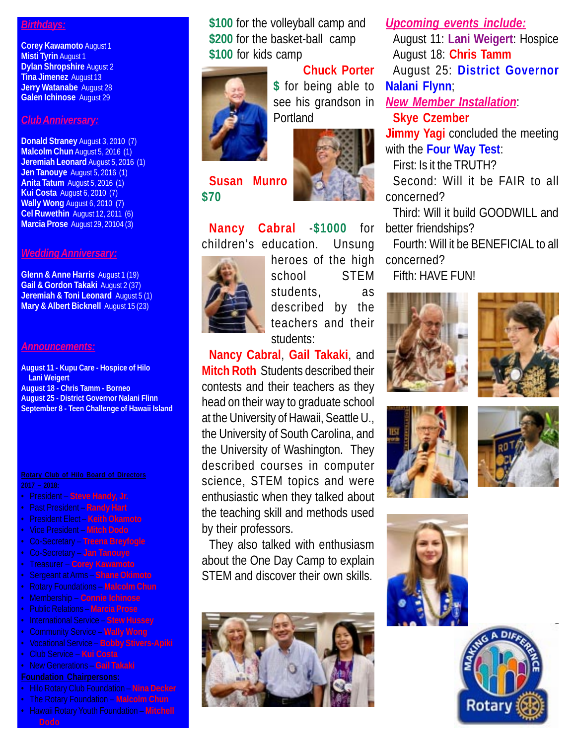***Birthdays:***

**Corey Kawamoto** August 1
**Misti Tyrin** August 1
**Dylan Shropshire** August 2
**Tina Jimenez** August 13
**Jerry Watanabe** August 28
**Galen Ichinose** August 29

***Club Anniversary:***

**Donald Straney** August 3, 2010 (7)
**Malcolm Chun** August 5, 2016 (1)
**Jeremiah Leonard** August 5, 2016 (1)
**Jen Tanouye** August 5, 2016 (1)
**Anita Tatum** August 5, 2016 (1)
**Kui Costa** August 6, 2010 (7)
**Wally Wong** August 6, 2010 (7)
**Cel Ruwethin** August 12, 2011 (6)
**Marcia Prose** August 29, 20104 (3)

***Wedding Anniversary:***

**Glenn & Anne Harris** August 1 (19)
**Gail & Gordon Takaki** August 2 (37)
**Jeremiah & Toni Leonard** August 5 (1)
**Mary & Albert Bicknell** August 15 (23)

***Announcements:***

**August 11 - Kupu Care - Hospice of Hilo**
**Lani Weigert**
**August 18 - Chris Tamm - Borneo**
**August 25 - District Governor Nalani Flinn**
**September 8 - Teen Challenge of Hawaii Island**

**Rotary Club of Hilo Board of Directors 2017 – 2018:**

- President – **Steve Handy, Jr.**
- Past President – **Randy Hart**
- President Elect – **Keith Okamoto**
- Vice President – **Mitch Dodo**
- Co-Secretary – **Treena Breyfogle**
- Co-Secretary – **Jan Tanouye**
- Treasurer – **Corey Kawamoto**
- Sergeant at Arms – **Shane Okimoto**
- Rotary Foundations – **Malcolm Chun**
- Membership – **Connie Ichinose**
- Public Relations – **Marcia Prose**
- International Service – **Stew Hussey**
- Community Service – **Wally Wong**
- Vocational Service – **Bobby Stivers-Apiki**
- Club Service – **Kui Costa**
- New Generations – **Gail Takaki**

**Foundation Chairpersons:**

- Hilo Rotary Club Foundation – **Nina Decker**
- The Rotary Foundation – **Malcolm Chun**
- Hawaii Rotary Youth Foundation – **Mitchell Dodo**

**$100** for the volleyball camp and **$200** for the basket-ball camp **$100** for kids camp

**Chuck Porter** **$** for being able to see his grandson in Portland

**Susan Munro** **$70**

**Nancy Cabral** -**$1000** for children's education. Unsung heroes of the high school STEM students, as described by the teachers and their students:

**Nancy Cabral**, **Gail Takaki**, and **Mitch Roth** Students described their contests and their teachers as they head on their way to graduate school at the University of Hawaii, Seattle U., the University of South Carolina, and the University of Washington. They described courses in computer science, STEM topics and were enthusiastic when they talked about the teaching skill and methods used by their professors.

They also talked with enthusiasm about the One Day Camp to explain STEM and discover their own skills.

***Upcoming events include:***

August 11: **Lani Weigert**: Hospice
August 18: **Chris Tamm**
August 25: **District Governor Nalani Flynn**;
***New Member Installation***:
**Skye Czember**

**Jimmy Yagi** concluded the meeting with the **Four Way Test**:

First: Is it the TRUTH?
Second: Will it be FAIR to all concerned?
Third: Will it build GOODWILL and better friendships?
Fourth: Will it be BENEFICIAL to all concerned?
Fifth: HAVE FUN!